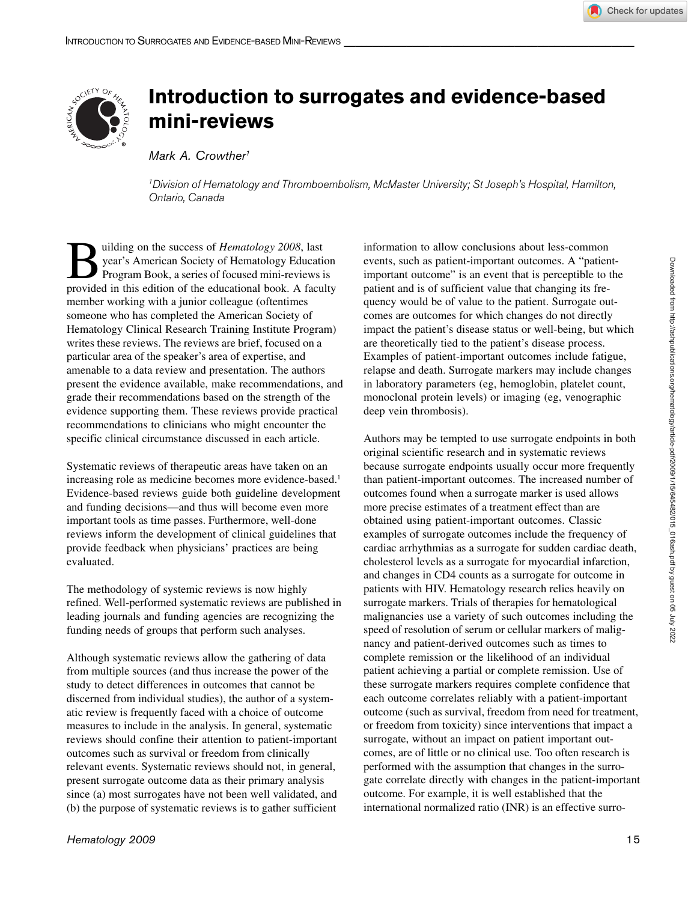# Introduction to surrogates and evidence-based mini-reviews

*Mark A. Crowther*[1]

[1]*Division of Hematology and Thromboembolism, McMaster University; St Joseph's Hospital, Hamilton, Ontario, Canada*

Building on the success of *Hematology 2008*, last year's American Society of Hematology Education Program Book, a series of focused mini-reviews is provided in this edition of the educational book. A faculty member working with a junior colleague (oftentimes someone who has completed the American Society of Hematology Clinical Research Training Institute Program) writes these reviews. The reviews are brief, focused on a particular area of the speaker's area of expertise, and amenable to a data review and presentation. The authors present the evidence available, make recommendations, and grade their recommendations based on the strength of the evidence supporting them. These reviews provide practical recommendations to clinicians who might encounter the specific clinical circumstance discussed in each article.

Systematic reviews of therapeutic areas have taken on an increasing role as medicine becomes more evidence-based.[1] Evidence-based reviews guide both guideline development and funding decisions—and thus will become even more important tools as time passes. Furthermore, well-done reviews inform the development of clinical guidelines that provide feedback when physicians' practices are being evaluated.

The methodology of systemic reviews is now highly refined. Well-performed systematic reviews are published in leading journals and funding agencies are recognizing the funding needs of groups that perform such analyses.

Although systematic reviews allow the gathering of data from multiple sources (and thus increase the power of the study to detect differences in outcomes that cannot be discerned from individual studies), the author of a systematic review is frequently faced with a choice of outcome measures to include in the analysis. In general, systematic reviews should confine their attention to patient-important outcomes such as survival or freedom from clinically relevant events. Systematic reviews should not, in general, present surrogate outcome data as their primary analysis since (a) most surrogates have not been well validated, and (b) the purpose of systematic reviews is to gather sufficient information to allow conclusions about less-common events, such as patient-important outcomes. A "patient-important outcome" is an event that is perceptible to the patient and is of sufficient value that changing its frequency would be of value to the patient. Surrogate outcomes are outcomes for which changes do not directly impact the patient's disease status or well-being, but which are theoretically tied to the patient's disease process. Examples of patient-important outcomes include fatigue, relapse and death. Surrogate markers may include changes in laboratory parameters (eg, hemoglobin, platelet count, monoclonal protein levels) or imaging (eg, venographic deep vein thrombosis).

Authors may be tempted to use surrogate endpoints in both original scientific research and in systematic reviews because surrogate endpoints usually occur more frequently than patient-important outcomes. The increased number of outcomes found when a surrogate marker is used allows more precise estimates of a treatment effect than are obtained using patient-important outcomes. Classic examples of surrogate outcomes include the frequency of cardiac arrhythmias as a surrogate for sudden cardiac death, cholesterol levels as a surrogate for myocardial infarction, and changes in CD4 counts as a surrogate for outcome in patients with HIV. Hematology research relies heavily on surrogate markers. Trials of therapies for hematological malignancies use a variety of such outcomes including the speed of resolution of serum or cellular markers of malignancy and patient-derived outcomes such as times to complete remission or the likelihood of an individual patient achieving a partial or complete remission. Use of these surrogate markers requires complete confidence that each outcome correlates reliably with a patient-important outcome (such as survival, freedom from need for treatment, or freedom from toxicity) since interventions that impact a surrogate, without an impact on patient important outcomes, are of little or no clinical use. Too often research is performed with the assumption that changes in the surrogate correlate directly with changes in the patient-important outcome. For example, it is well established that the international normalized ratio (INR) is an effective surro-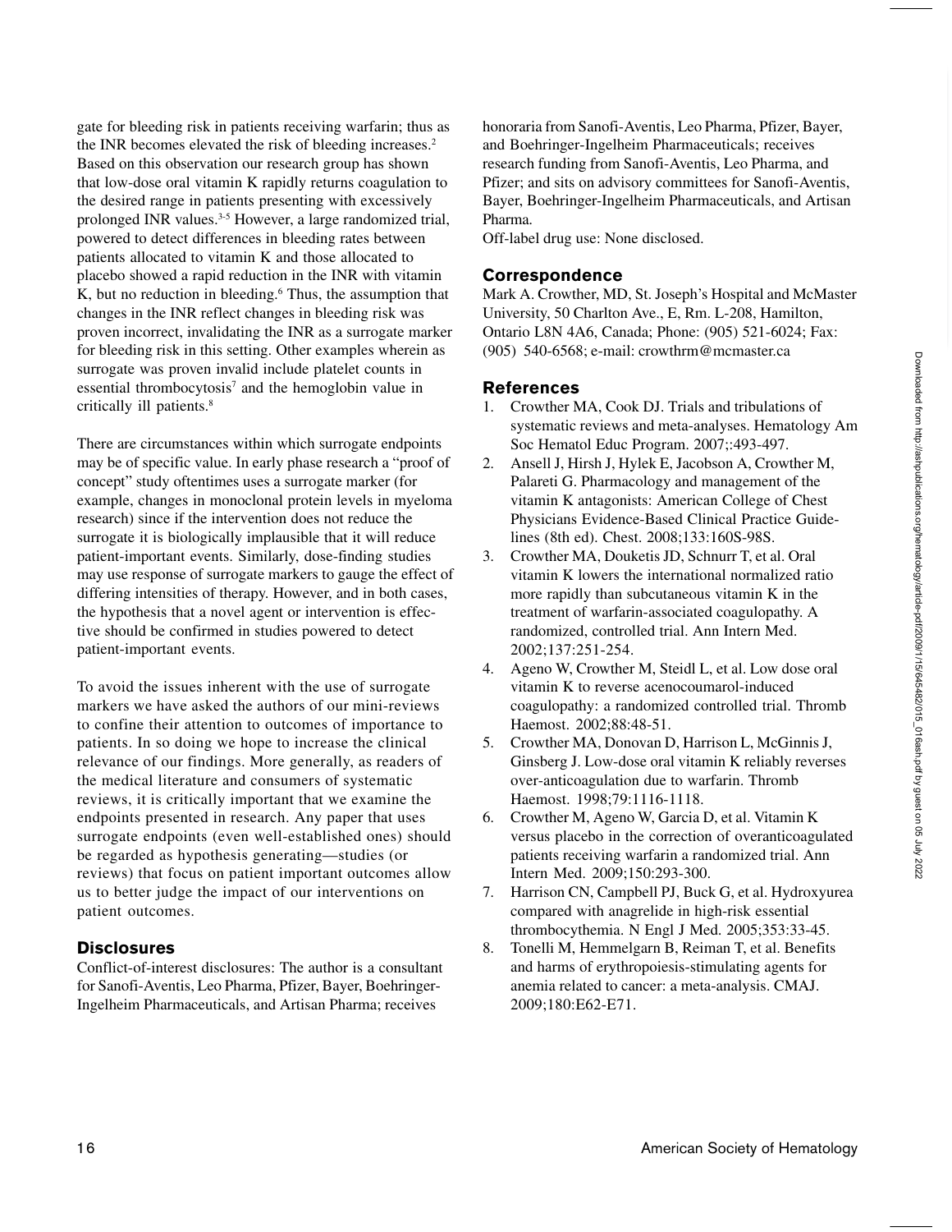gate for bleeding risk in patients receiving warfarin; thus as the INR becomes elevated the risk of bleeding increases.[2] Based on this observation our research group has shown that low-dose oral vitamin K rapidly returns coagulation to the desired range in patients presenting with excessively prolonged INR values.[3-5] However, a large randomized trial, powered to detect differences in bleeding rates between patients allocated to vitamin K and those allocated to placebo showed a rapid reduction in the INR with vitamin K, but no reduction in bleeding.[6] Thus, the assumption that changes in the INR reflect changes in bleeding risk was proven incorrect, invalidating the INR as a surrogate marker for bleeding risk in this setting. Other examples wherein as surrogate was proven invalid include platelet counts in essential thrombocytosis[7] and the hemoglobin value in critically ill patients.[8]

There are circumstances within which surrogate endpoints may be of specific value. In early phase research a "proof of concept" study oftentimes uses a surrogate marker (for example, changes in monoclonal protein levels in myeloma research) since if the intervention does not reduce the surrogate it is biologically implausible that it will reduce patient-important events. Similarly, dose-finding studies may use response of surrogate markers to gauge the effect of differing intensities of therapy. However, and in both cases, the hypothesis that a novel agent or intervention is effective should be confirmed in studies powered to detect patient-important events.

To avoid the issues inherent with the use of surrogate markers we have asked the authors of our mini-reviews to confine their attention to outcomes of importance to patients. In so doing we hope to increase the clinical relevance of our findings. More generally, as readers of the medical literature and consumers of systematic reviews, it is critically important that we examine the endpoints presented in research. Any paper that uses surrogate endpoints (even well-established ones) should be regarded as hypothesis generating—studies (or reviews) that focus on patient important outcomes allow us to better judge the impact of our interventions on patient outcomes.

## Disclosures

Conflict-of-interest disclosures: The author is a consultant for Sanofi-Aventis, Leo Pharma, Pfizer, Bayer, Boehringer-Ingelheim Pharmaceuticals, and Artisan Pharma; receives honoraria from Sanofi-Aventis, Leo Pharma, Pfizer, Bayer, and Boehringer-Ingelheim Pharmaceuticals; receives research funding from Sanofi-Aventis, Leo Pharma, and Pfizer; and sits on advisory committees for Sanofi-Aventis, Bayer, Boehringer-Ingelheim Pharmaceuticals, and Artisan Pharma.

Off-label drug use: None disclosed.

## Correspondence

Mark A. Crowther, MD, St. Joseph's Hospital and McMaster University, 50 Charlton Ave., E, Rm. L-208, Hamilton, Ontario L8N 4A6, Canada; Phone: (905) 521-6024; Fax: (905) 540-6568; e-mail: crowthrm@mcmaster.ca

## References

1. Crowther MA, Cook DJ. Trials and tribulations of systematic reviews and meta-analyses. Hematology Am Soc Hematol Educ Program. 2007;:493-497.
2. Ansell J, Hirsh J, Hylek E, Jacobson A, Crowther M, Palareti G. Pharmacology and management of the vitamin K antagonists: American College of Chest Physicians Evidence-Based Clinical Practice Guidelines (8th ed). Chest. 2008;133:160S-98S.
3. Crowther MA, Douketis JD, Schnurr T, et al. Oral vitamin K lowers the international normalized ratio more rapidly than subcutaneous vitamin K in the treatment of warfarin-associated coagulopathy. A randomized, controlled trial. Ann Intern Med. 2002;137:251-254.
4. Ageno W, Crowther M, Steidl L, et al. Low dose oral vitamin K to reverse acenocoumarol-induced coagulopathy: a randomized controlled trial. Thromb Haemost. 2002;88:48-51.
5. Crowther MA, Donovan D, Harrison L, McGinnis J, Ginsberg J. Low-dose oral vitamin K reliably reverses over-anticoagulation due to warfarin. Thromb Haemost. 1998;79:1116-1118.
6. Crowther M, Ageno W, Garcia D, et al. Vitamin K versus placebo in the correction of overanticoagulated patients receiving warfarin a randomized trial. Ann Intern Med. 2009;150:293-300.
7. Harrison CN, Campbell PJ, Buck G, et al. Hydroxyurea compared with anagrelide in high-risk essential thrombocythemia. N Engl J Med. 2005;353:33-45.
8. Tonelli M, Hemmelgarn B, Reiman T, et al. Benefits and harms of erythropoiesis-stimulating agents for anemia related to cancer: a meta-analysis. CMAJ. 2009;180:E62-E71.